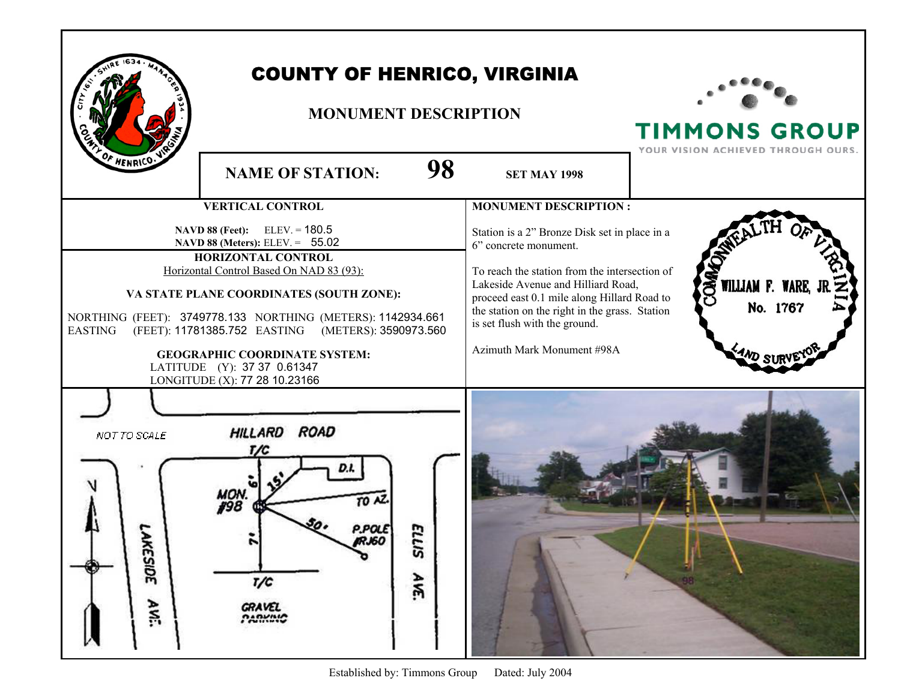# COUNTY OF HENRICO, VIRGINIA

## MONUMENT DESCRIPTION

TIMMONS GROUP
YOUR VISION ACHIEVED THROUGH OURS.

**NAME OF STATION:** **98** **SET MAY 1998**

### VERTICAL CONTROL

**NAVD 88 (Feet):** ELEV. = 180.5
**NAVD 88 (Meters):** ELEV. = 55.02

### HORIZONTAL CONTROL

Horizontal Control Based On NAD 83 (93):

**VA STATE PLANE COORDINATES (SOUTH ZONE):**

NORTHING (FEET): 3749778.133 NORTHING (METERS): 1142934.661
EASTING (FEET): 11781385.752 EASTING (METERS): 3590973.560

**GEOGRAPHIC COORDINATE SYSTEM:**

LATITUDE (Y): 37 37 0.61347
LONGITUDE (X): 77 28 10.23166

### MONUMENT DESCRIPTION :

Station is a 2" Bronze Disk set in place in a 6" concrete monument.

To reach the station from the intersection of Lakeside Avenue and Hilliard Road, proceed east 0.1 mile along Hillard Road to the station on the right in the grass. Station is set flush with the ground.

Azimuth Mark Monument #98A

COMMONWEALTH OF VIRGINIA
WILLIAM F. WARE, JR.
No. 1767
LAND SURVEYOR

NOT TO SCALE

HILLARD ROAD

T/C

D.I.

MON. #98

6'

15'

TO AZ.

50'

P.POLE #RJ60

7'

T/C

GRAVEL PARKING

LAKESIDE AVE.

ELLIS AVE.

N

Established by: Timmons Group Dated: July 2004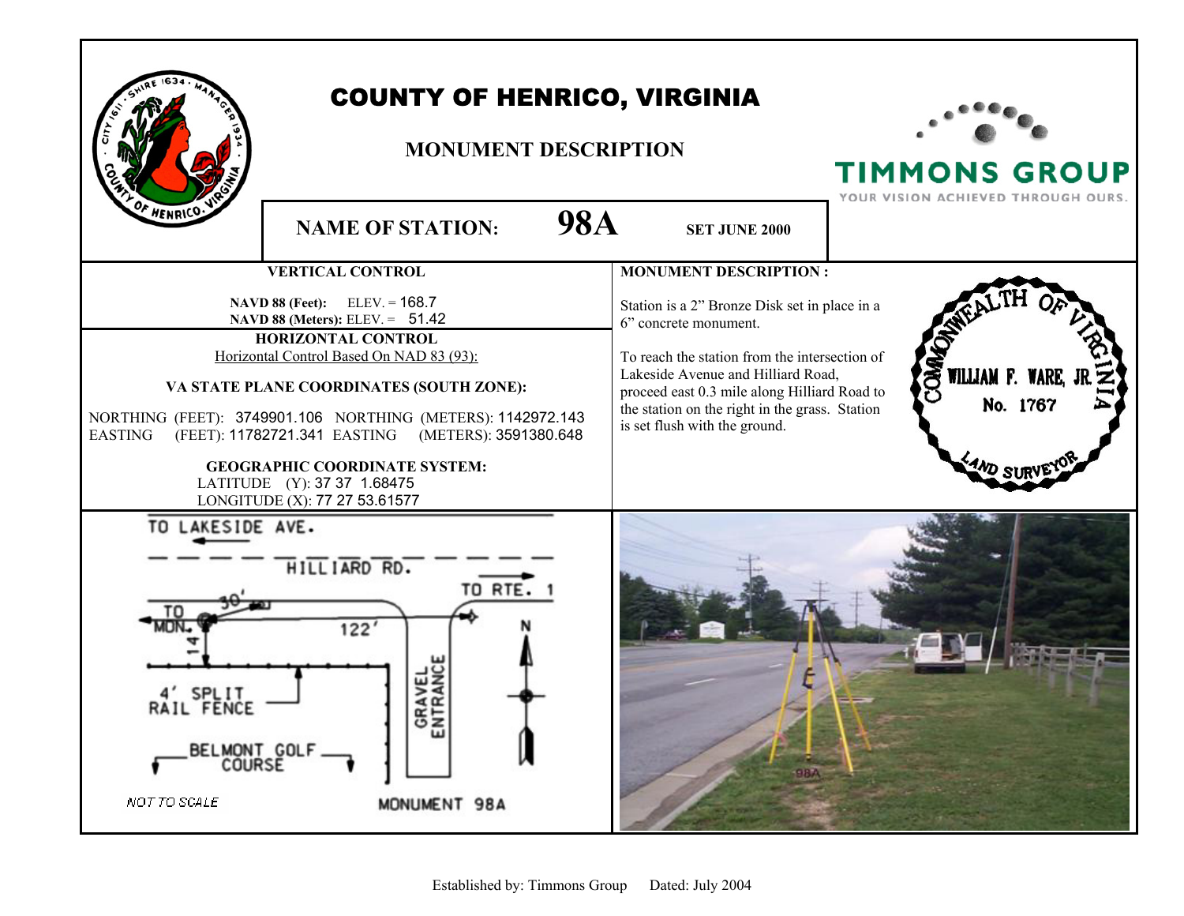# COUNTY OF HENRICO, VIRGINIA

## MONUMENT DESCRIPTION

TIMMONS GROUP
YOUR VISION ACHIEVED THROUGH OURS.

**NAME OF STATION:** **98A** **SET JUNE 2000**

**VERTICAL CONTROL**

**NAVD 88 (Feet):** ELEV. = 168.7
**NAVD 88 (Meters):** ELEV. = 51.42

**HORIZONTAL CONTROL**

Horizontal Control Based On NAD 83 (93):

**VA STATE PLANE COORDINATES (SOUTH ZONE):**

NORTHING (FEET): 3749901.106 NORTHING (METERS): 1142972.143
EASTING (FEET): 11782721.341 EASTING (METERS): 3591380.648

**GEOGRAPHIC COORDINATE SYSTEM:**

LATITUDE (Y): 37 37 1.68475
LONGITUDE (X): 77 27 53.61577

**MONUMENT DESCRIPTION :**

Station is a 2" Bronze Disk set in place in a 6" concrete monument.

To reach the station from the intersection of Lakeside Avenue and Hilliard Road, proceed east 0.3 mile along Hilliard Road to the station on the right in the grass. Station is set flush with the ground.

COMMONWEALTH OF VIRGINIA
WILLIAM F. WARE, JR.
No. 1767
LAND SURVEYOR

TO LAKESIDE AVE.
HILLIARD RD.
TO RTE. 1
TO MON.
30'
122'
14'
N
4' SPLIT RAIL FENCE
GRAVEL ENTRANCE
BELMONT GOLF COURSE
NOT TO SCALE
MONUMENT 98A

Established by: Timmons Group Dated: July 2004